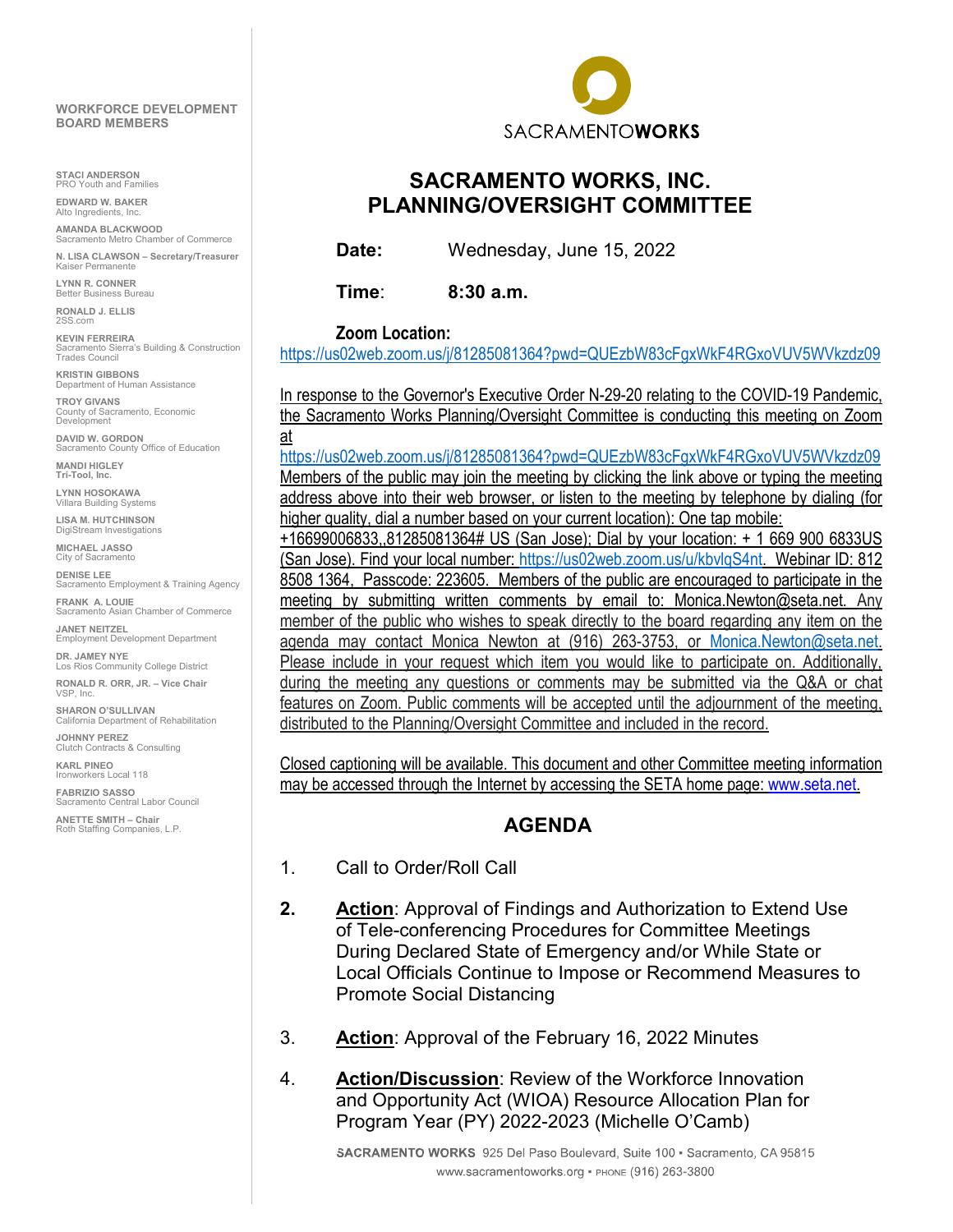SACRAMENTOWORKS

# SACRAMENTO WORKS, INC.
# PLANNING/OVERSIGHT COMMITTEE

**Date:** Wednesday, June 15, 2022

**Time:** **8:30 a.m.**

**Zoom Location:**
https://us02web.zoom.us/j/81285081364?pwd=QUEzbW83cFgxWkF4RGxoVUV5WVkzdz09

In response to the Governor's Executive Order N-29-20 relating to the COVID-19 Pandemic, the Sacramento Works Planning/Oversight Committee is conducting this meeting on Zoom at https://us02web.zoom.us/j/81285081364?pwd=QUEzbW83cFgxWkF4RGxoVUV5WVkzdz09 Members of the public may join the meeting by clicking the link above or typing the meeting address above into their web browser, or listen to the meeting by telephone by dialing (for higher quality, dial a number based on your current location): One tap mobile: +16699006833,,81285081364# US (San Jose); Dial by your location: + 1 669 900 6833US (San Jose). Find your local number: https://us02web.zoom.us/u/kbvlqS4nt. Webinar ID: 812 8508 1364, Passcode: 223605. Members of the public are encouraged to participate in the meeting by submitting written comments by email to: Monica.Newton@seta.net. Any member of the public who wishes to speak directly to the board regarding any item on the agenda may contact Monica Newton at (916) 263-3753, or Monica.Newton@seta.net. Please include in your request which item you would like to participate on. Additionally, during the meeting any questions or comments may be submitted via the Q&A or chat features on Zoom. Public comments will be accepted until the adjournment of the meeting, distributed to the Planning/Oversight Committee and included in the record.

Closed captioning will be available. This document and other Committee meeting information may be accessed through the Internet by accessing the SETA home page: www.seta.net.

## AGENDA

1. Call to Order/Roll Call

2. **Action**: Approval of Findings and Authorization to Extend Use of Tele-conferencing Procedures for Committee Meetings During Declared State of Emergency and/or While State or Local Officials Continue to Impose or Recommend Measures to Promote Social Distancing

3. **Action**: Approval of the February 16, 2022 Minutes

4. **Action/Discussion**: Review of the Workforce Innovation and Opportunity Act (WIOA) Resource Allocation Plan for Program Year (PY) 2022-2023 (Michelle O'Camb)

**WORKFORCE DEVELOPMENT BOARD MEMBERS**

STACI ANDERSON
PRO Youth and Families

EDWARD W. BAKER
Alto Ingredients, Inc.

AMANDA BLACKWOOD
Sacramento Metro Chamber of Commerce

N. LISA CLAWSON – Secretary/Treasurer
Kaiser Permanente

LYNN R. CONNER
Better Business Bureau

RONALD J. ELLIS
2SS.com

KEVIN FERREIRA
Sacramento Sierra's Building & Construction Trades Council

KRISTIN GIBBONS
Department of Human Assistance

TROY GIVANS
County of Sacramento, Economic Development

DAVID W. GORDON
Sacramento County Office of Education

MANDI HIGLEY
Tri-Tool, Inc.

LYNN HOSOKAWA
Villara Building Systems

LISA M. HUTCHINSON
DigiStream Investigations

MICHAEL JASSO
City of Sacramento

DENISE LEE
Sacramento Employment & Training Agency

FRANK A. LOUIE
Sacramento Asian Chamber of Commerce

JANET NEITZEL
Employment Development Department

DR. JAMEY NYE
Los Rios Community College District

RONALD R. ORR, JR. – Vice Chair
VSP, Inc.

SHARON O'SULLIVAN
California Department of Rehabilitation

JOHNNY PEREZ
Clutch Contracts & Consulting

KARL PINEO
Ironworkers Local 118

FABRIZIO SASSO
Sacramento Central Labor Council

ANETTE SMITH – Chair
Roth Staffing Companies, L.P.

SACRAMENTO WORKS 925 Del Paso Boulevard, Suite 100 • Sacramento, CA 95815
www.sacramentoworks.org • PHONE (916) 263-3800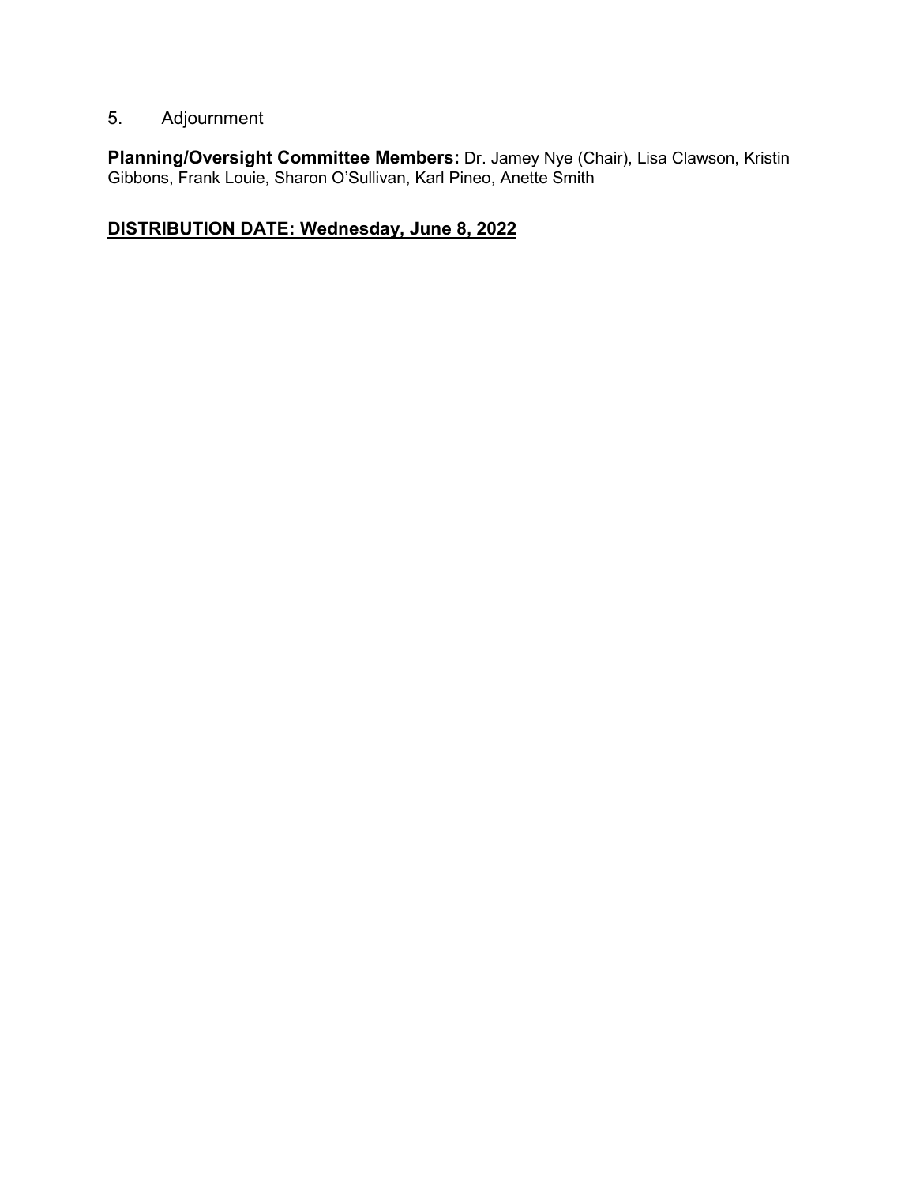5. Adjournment

**Planning/Oversight Committee Members:** Dr. Jamey Nye (Chair), Lisa Clawson, Kristin Gibbons, Frank Louie, Sharon O'Sullivan, Karl Pineo, Anette Smith

**DISTRIBUTION DATE: Wednesday, June 8, 2022**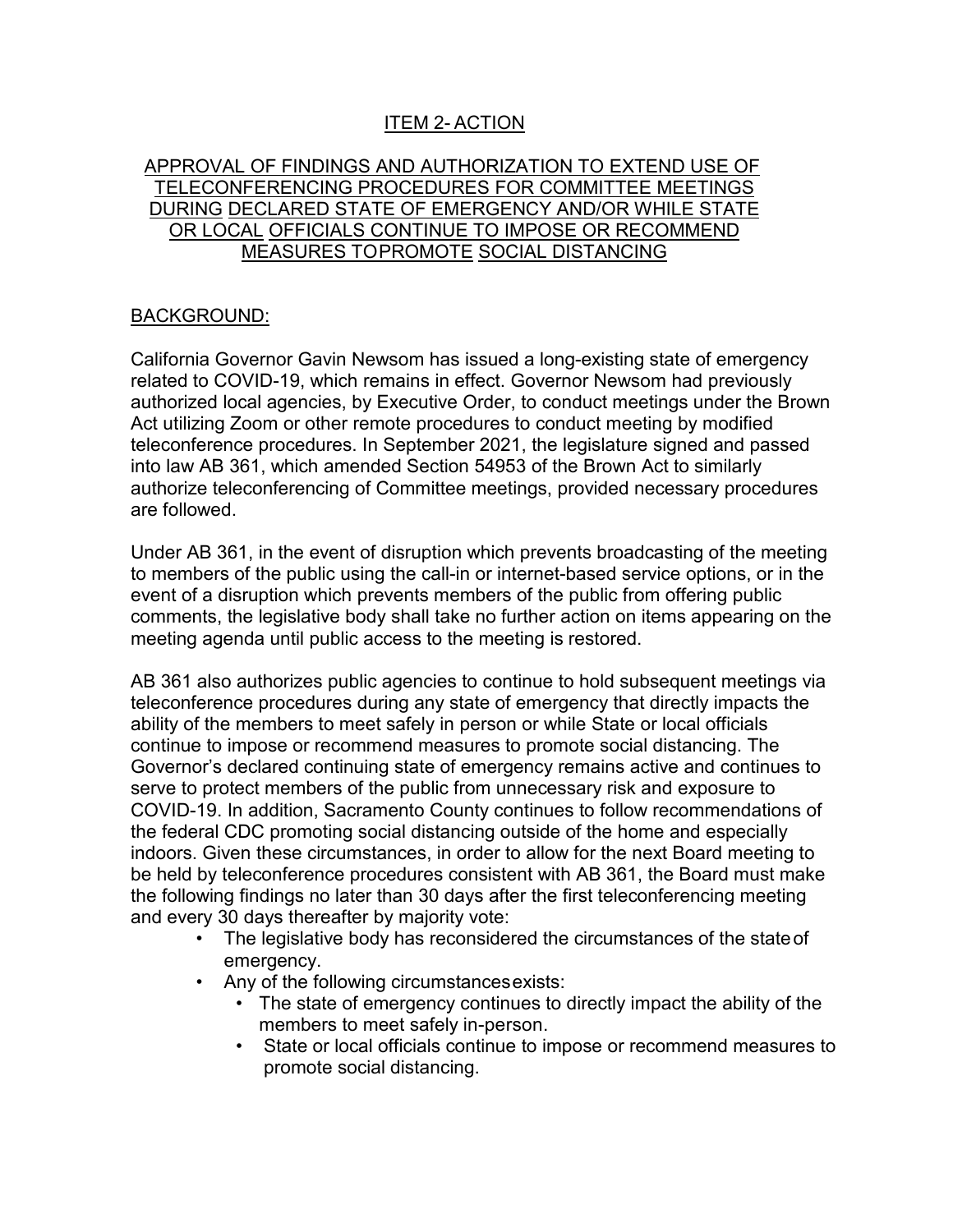## ITEM 2- ACTION

## APPROVAL OF FINDINGS AND AUTHORIZATION TO EXTEND USE OF TELECONFERENCING PROCEDURES FOR COMMITTEE MEETINGS DURING DECLARED STATE OF EMERGENCY AND/OR WHILE STATE OR LOCAL OFFICIALS CONTINUE TO IMPOSE OR RECOMMEND MEASURES TOPROMOTE SOCIAL DISTANCING

### BACKGROUND:

California Governor Gavin Newsom has issued a long-existing state of emergency related to COVID-19, which remains in effect. Governor Newsom had previously authorized local agencies, by Executive Order, to conduct meetings under the Brown Act utilizing Zoom or other remote procedures to conduct meeting by modified teleconference procedures. In September 2021, the legislature signed and passed into law AB 361, which amended Section 54953 of the Brown Act to similarly authorize teleconferencing of Committee meetings, provided necessary procedures are followed.

Under AB 361, in the event of disruption which prevents broadcasting of the meeting to members of the public using the call-in or internet-based service options, or in the event of a disruption which prevents members of the public from offering public comments, the legislative body shall take no further action on items appearing on the meeting agenda until public access to the meeting is restored.

AB 361 also authorizes public agencies to continue to hold subsequent meetings via teleconference procedures during any state of emergency that directly impacts the ability of the members to meet safely in person or while State or local officials continue to impose or recommend measures to promote social distancing. The Governor's declared continuing state of emergency remains active and continues to serve to protect members of the public from unnecessary risk and exposure to COVID-19. In addition, Sacramento County continues to follow recommendations of the federal CDC promoting social distancing outside of the home and especially indoors. Given these circumstances, in order to allow for the next Board meeting to be held by teleconference procedures consistent with AB 361, the Board must make the following findings no later than 30 days after the first teleconferencing meeting and every 30 days thereafter by majority vote:

- The legislative body has reconsidered the circumstances of the state of emergency.
- Any of the following circumstances exists:
  - The state of emergency continues to directly impact the ability of the members to meet safely in-person.
  - State or local officials continue to impose or recommend measures to promote social distancing.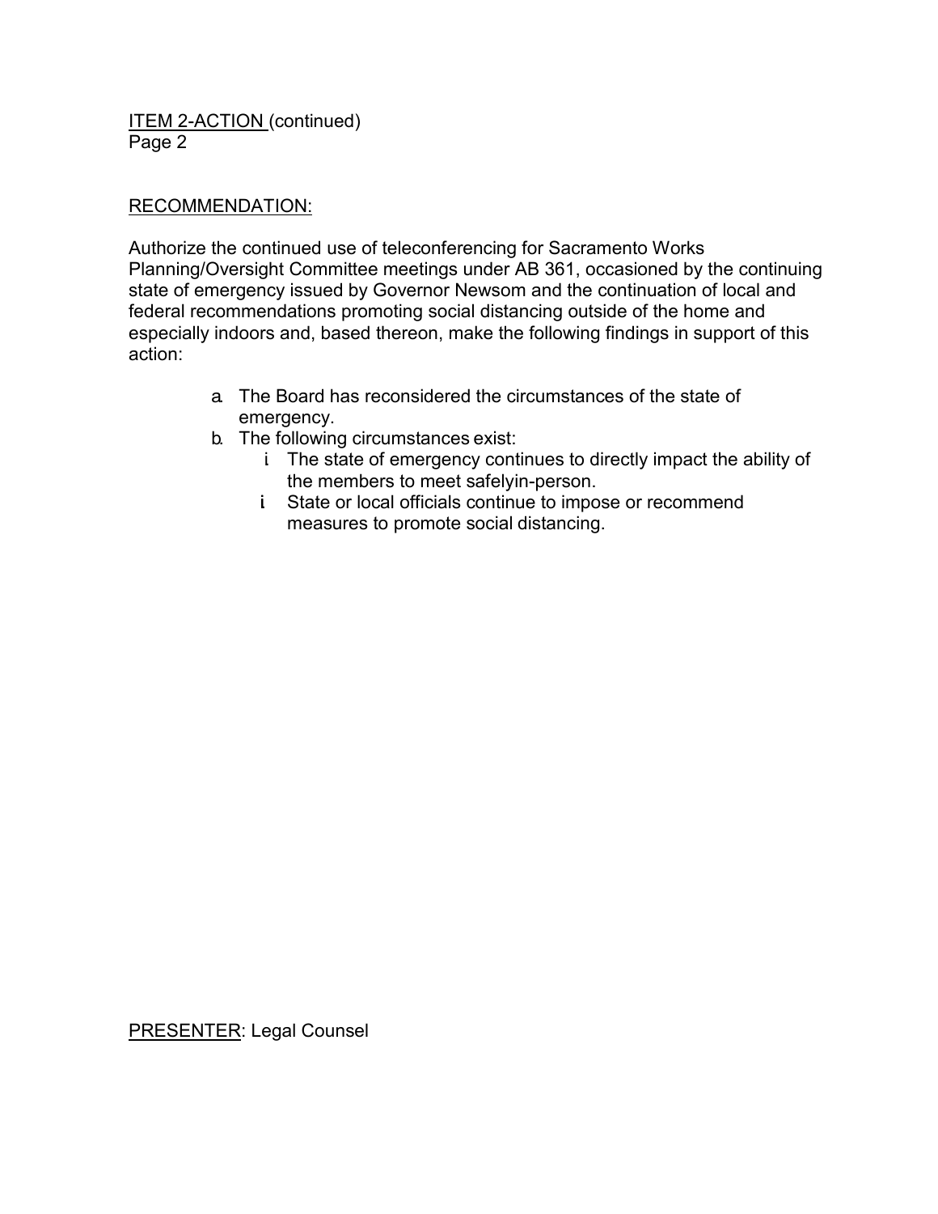ITEM 2-ACTION (continued)
Page 2

RECOMMENDATION:

Authorize the continued use of teleconferencing for Sacramento Works Planning/Oversight Committee meetings under AB 361, occasioned by the continuing state of emergency issued by Governor Newsom and the continuation of local and federal recommendations promoting social distancing outside of the home and especially indoors and, based thereon, make the following findings in support of this action:

a. The Board has reconsidered the circumstances of the state of emergency.
b. The following circumstances exist:
    i. The state of emergency continues to directly impact the ability of the members to meet safelyin-person.
    i. State or local officials continue to impose or recommend measures to promote social distancing.

PRESENTER: Legal Counsel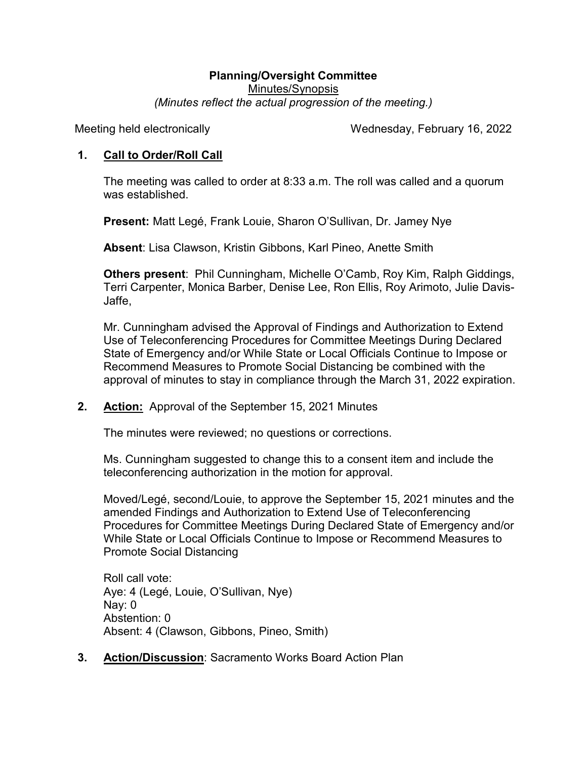**Planning/Oversight Committee**

Minutes/Synopsis

*(Minutes reflect the actual progression of the meeting.)*

Meeting held electronically                                        Wednesday, February 16, 2022

1. **Call to Order/Roll Call**

   The meeting was called to order at 8:33 a.m. The roll was called and a quorum was established.

   **Present:** Matt Legé, Frank Louie, Sharon O'Sullivan, Dr. Jamey Nye

   **Absent**: Lisa Clawson, Kristin Gibbons, Karl Pineo, Anette Smith

   **Others present**: Phil Cunningham, Michelle O'Camb, Roy Kim, Ralph Giddings, Terri Carpenter, Monica Barber, Denise Lee, Ron Ellis, Roy Arimoto, Julie Davis-Jaffe,

   Mr. Cunningham advised the Approval of Findings and Authorization to Extend Use of Teleconferencing Procedures for Committee Meetings During Declared State of Emergency and/or While State or Local Officials Continue to Impose or Recommend Measures to Promote Social Distancing be combined with the approval of minutes to stay in compliance through the March 31, 2022 expiration.

2. **Action:** Approval of the September 15, 2021 Minutes

   The minutes were reviewed; no questions or corrections.

   Ms. Cunningham suggested to change this to a consent item and include the teleconferencing authorization in the motion for approval.

   Moved/Legé, second/Louie, to approve the September 15, 2021 minutes and the amended Findings and Authorization to Extend Use of Teleconferencing Procedures for Committee Meetings During Declared State of Emergency and/or While State or Local Officials Continue to Impose or Recommend Measures to Promote Social Distancing

   Roll call vote:
   Aye: 4 (Legé, Louie, O'Sullivan, Nye)
   Nay: 0
   Abstention: 0
   Absent: 4 (Clawson, Gibbons, Pineo, Smith)

3. **Action/Discussion**: Sacramento Works Board Action Plan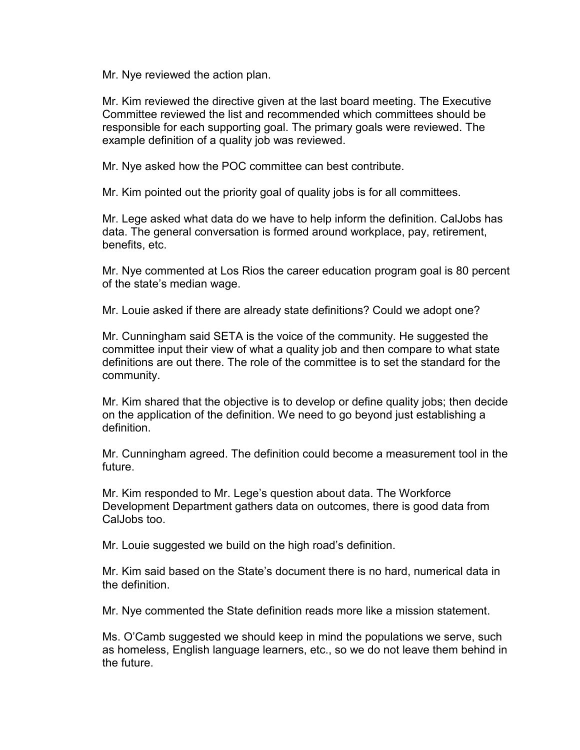Mr. Nye reviewed the action plan.

Mr. Kim reviewed the directive given at the last board meeting. The Executive Committee reviewed the list and recommended which committees should be responsible for each supporting goal. The primary goals were reviewed. The example definition of a quality job was reviewed.

Mr. Nye asked how the POC committee can best contribute.

Mr. Kim pointed out the priority goal of quality jobs is for all committees.

Mr. Lege asked what data do we have to help inform the definition. CalJobs has data. The general conversation is formed around workplace, pay, retirement, benefits, etc.

Mr. Nye commented at Los Rios the career education program goal is 80 percent of the state's median wage.

Mr. Louie asked if there are already state definitions? Could we adopt one?

Mr. Cunningham said SETA is the voice of the community. He suggested the committee input their view of what a quality job and then compare to what state definitions are out there. The role of the committee is to set the standard for the community.

Mr. Kim shared that the objective is to develop or define quality jobs; then decide on the application of the definition. We need to go beyond just establishing a definition.

Mr. Cunningham agreed. The definition could become a measurement tool in the future.

Mr. Kim responded to Mr. Lege's question about data. The Workforce Development Department gathers data on outcomes, there is good data from CalJobs too.

Mr. Louie suggested we build on the high road's definition.

Mr. Kim said based on the State's document there is no hard, numerical data in the definition.

Mr. Nye commented the State definition reads more like a mission statement.

Ms. O'Camb suggested we should keep in mind the populations we serve, such as homeless, English language learners, etc., so we do not leave them behind in the future.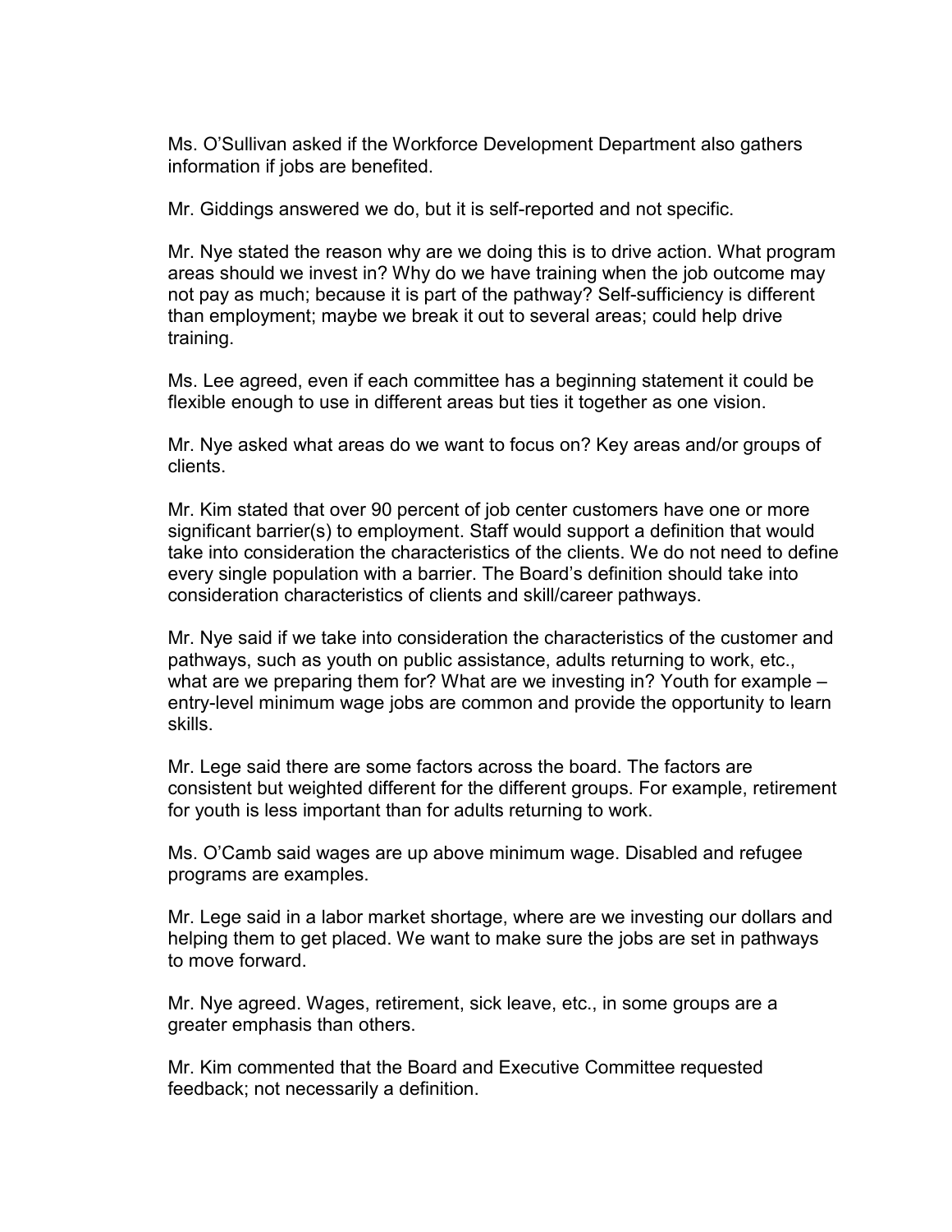Ms. O'Sullivan asked if the Workforce Development Department also gathers information if jobs are benefited.

Mr. Giddings answered we do, but it is self-reported and not specific.

Mr. Nye stated the reason why are we doing this is to drive action. What program areas should we invest in? Why do we have training when the job outcome may not pay as much; because it is part of the pathway? Self-sufficiency is different than employment; maybe we break it out to several areas; could help drive training.

Ms. Lee agreed, even if each committee has a beginning statement it could be flexible enough to use in different areas but ties it together as one vision.

Mr. Nye asked what areas do we want to focus on? Key areas and/or groups of clients.

Mr. Kim stated that over 90 percent of job center customers have one or more significant barrier(s) to employment. Staff would support a definition that would take into consideration the characteristics of the clients. We do not need to define every single population with a barrier. The Board's definition should take into consideration characteristics of clients and skill/career pathways.

Mr. Nye said if we take into consideration the characteristics of the customer and pathways, such as youth on public assistance, adults returning to work, etc., what are we preparing them for? What are we investing in? Youth for example – entry-level minimum wage jobs are common and provide the opportunity to learn skills.

Mr. Lege said there are some factors across the board. The factors are consistent but weighted different for the different groups. For example, retirement for youth is less important than for adults returning to work.

Ms. O'Camb said wages are up above minimum wage. Disabled and refugee programs are examples.

Mr. Lege said in a labor market shortage, where are we investing our dollars and helping them to get placed. We want to make sure the jobs are set in pathways to move forward.

Mr. Nye agreed. Wages, retirement, sick leave, etc., in some groups are a greater emphasis than others.

Mr. Kim commented that the Board and Executive Committee requested feedback; not necessarily a definition.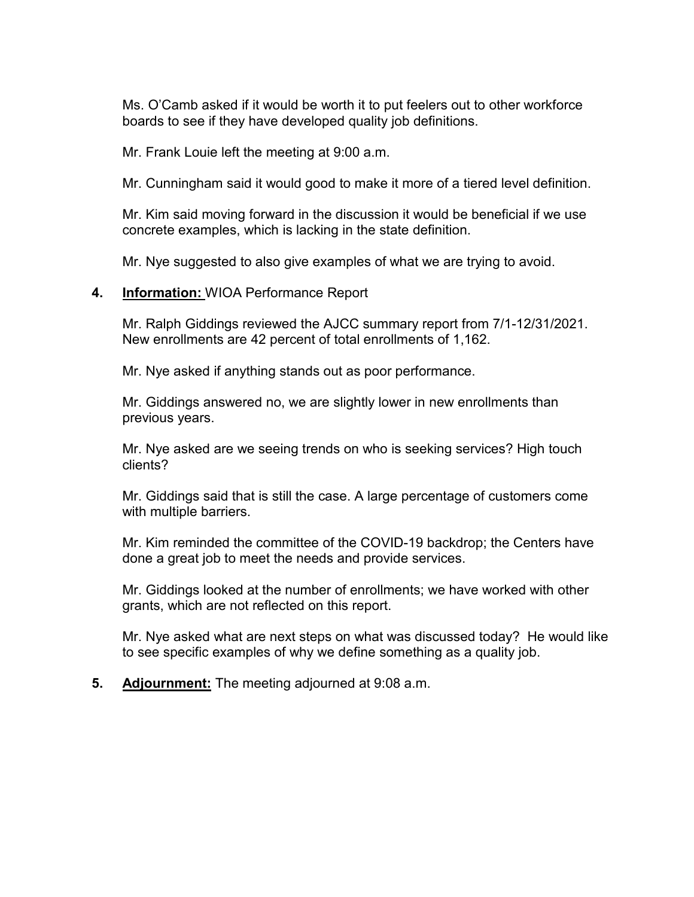Ms. O'Camb asked if it would be worth it to put feelers out to other workforce boards to see if they have developed quality job definitions.

Mr. Frank Louie left the meeting at 9:00 a.m.

Mr. Cunningham said it would good to make it more of a tiered level definition.

Mr. Kim said moving forward in the discussion it would be beneficial if we use concrete examples, which is lacking in the state definition.

Mr. Nye suggested to also give examples of what we are trying to avoid.

4. **Information:** WIOA Performance Report

   Mr. Ralph Giddings reviewed the AJCC summary report from 7/1-12/31/2021. New enrollments are 42 percent of total enrollments of 1,162.

   Mr. Nye asked if anything stands out as poor performance.

   Mr. Giddings answered no, we are slightly lower in new enrollments than previous years.

   Mr. Nye asked are we seeing trends on who is seeking services? High touch clients?

   Mr. Giddings said that is still the case. A large percentage of customers come with multiple barriers.

   Mr. Kim reminded the committee of the COVID-19 backdrop; the Centers have done a great job to meet the needs and provide services.

   Mr. Giddings looked at the number of enrollments; we have worked with other grants, which are not reflected on this report.

   Mr. Nye asked what are next steps on what was discussed today? He would like to see specific examples of why we define something as a quality job.

5. **Adjournment:** The meeting adjourned at 9:08 a.m.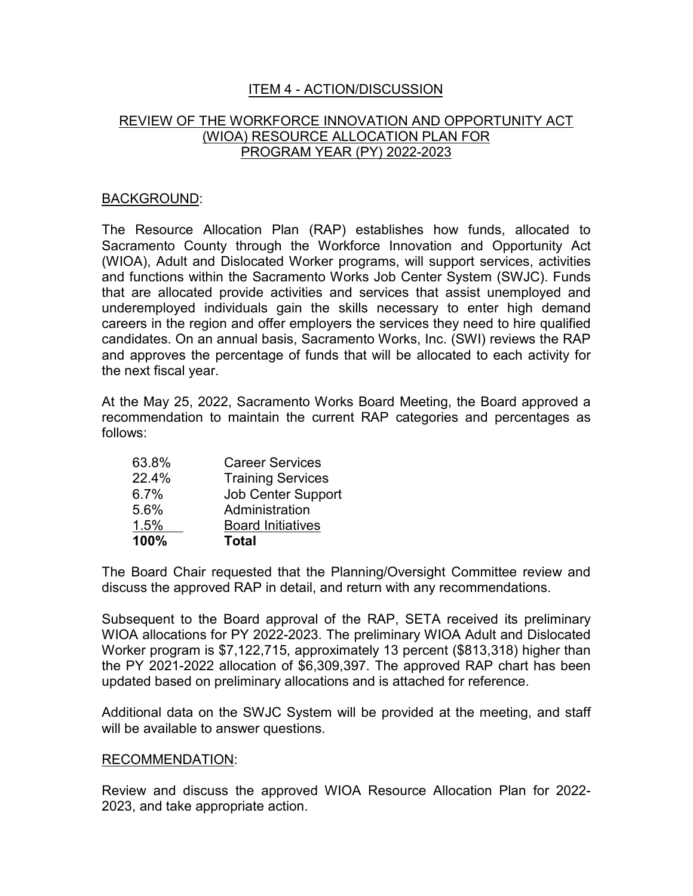# ITEM 4 - ACTION/DISCUSSION

## REVIEW OF THE WORKFORCE INNOVATION AND OPPORTUNITY ACT (WIOA) RESOURCE ALLOCATION PLAN FOR PROGRAM YEAR (PY) 2022-2023

### BACKGROUND:

The Resource Allocation Plan (RAP) establishes how funds, allocated to Sacramento County through the Workforce Innovation and Opportunity Act (WIOA), Adult and Dislocated Worker programs, will support services, activities and functions within the Sacramento Works Job Center System (SWJC). Funds that are allocated provide activities and services that assist unemployed and underemployed individuals gain the skills necessary to enter high demand careers in the region and offer employers the services they need to hire qualified candidates. On an annual basis, Sacramento Works, Inc. (SWI) reviews the RAP and approves the percentage of funds that will be allocated to each activity for the next fiscal year.

At the May 25, 2022, Sacramento Works Board Meeting, the Board approved a recommendation to maintain the current RAP categories and percentages as follows:

| | |
|---|---|
| 63.8% | Career Services |
| 22.4% | Training Services |
| 6.7% | Job Center Support |
| 5.6% | Administration |
| 1.5% | Board Initiatives |
| **100%** | **Total** |

The Board Chair requested that the Planning/Oversight Committee review and discuss the approved RAP in detail, and return with any recommendations.

Subsequent to the Board approval of the RAP, SETA received its preliminary WIOA allocations for PY 2022-2023. The preliminary WIOA Adult and Dislocated Worker program is $7,122,715, approximately 13 percent ($813,318) higher than the PY 2021-2022 allocation of $6,309,397. The approved RAP chart has been updated based on preliminary allocations and is attached for reference.

Additional data on the SWJC System will be provided at the meeting, and staff will be available to answer questions.

### RECOMMENDATION:

Review and discuss the approved WIOA Resource Allocation Plan for 2022-2023, and take appropriate action.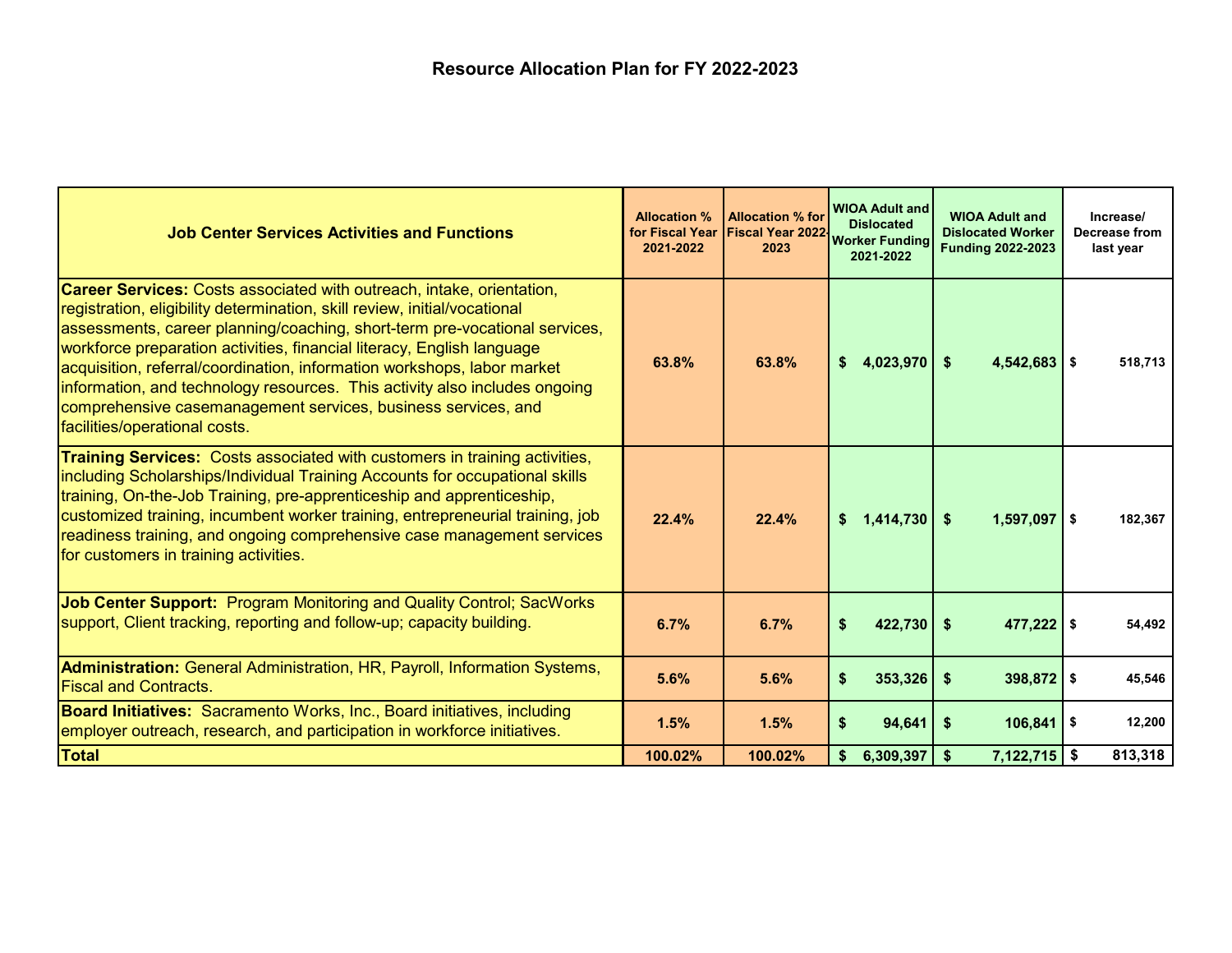# Resource Allocation Plan for FY 2022-2023

| Job Center Services Activities and Functions | Allocation % for Fiscal Year 2021-2022 | Allocation % for Fiscal Year 2022-2023 | WIOA Adult and Dislocated Worker Funding 2021-2022 | WIOA Adult and Dislocated Worker Funding 2022-2023 | Increase/ Decrease from last year |
|---|---|---|---|---|---|
| **Career Services:** Costs associated with outreach, intake, orientation, registration, eligibility determination, skill review, initial/vocational assessments, career planning/coaching, short-term pre-vocational services, workforce preparation activities, financial literacy, English language acquisition, referral/coordination, information workshops, labor market information, and technology resources. This activity also includes ongoing comprehensive casemanagement services, business services, and facilities/operational costs. | 63.8% | 63.8% | $ 4,023,970 | $ 4,542,683 | $ 518,713 |
| **Training Services:** Costs associated with customers in training activities, including Scholarships/Individual Training Accounts for occupational skills training, On-the-Job Training, pre-apprenticeship and apprenticeship, customized training, incumbent worker training, entrepreneurial training, job readiness training, and ongoing comprehensive case management services for customers in training activities. | 22.4% | 22.4% | $ 1,414,730 | $ 1,597,097 | $ 182,367 |
| **Job Center Support:** Program Monitoring and Quality Control; SacWorks support, Client tracking, reporting and follow-up; capacity building. | 6.7% | 6.7% | $ 422,730 | $ 477,222 | $ 54,492 |
| **Administration:** General Administration, HR, Payroll, Information Systems, Fiscal and Contracts. | 5.6% | 5.6% | $ 353,326 | $ 398,872 | $ 45,546 |
| **Board Initiatives:** Sacramento Works, Inc., Board initiatives, including employer outreach, research, and participation in workforce initiatives. | 1.5% | 1.5% | $ 94,641 | $ 106,841 | $ 12,200 |
| **Total** | **100.02%** | **100.02%** | **$ 6,309,397** | **$ 7,122,715** | **$ 813,318** |